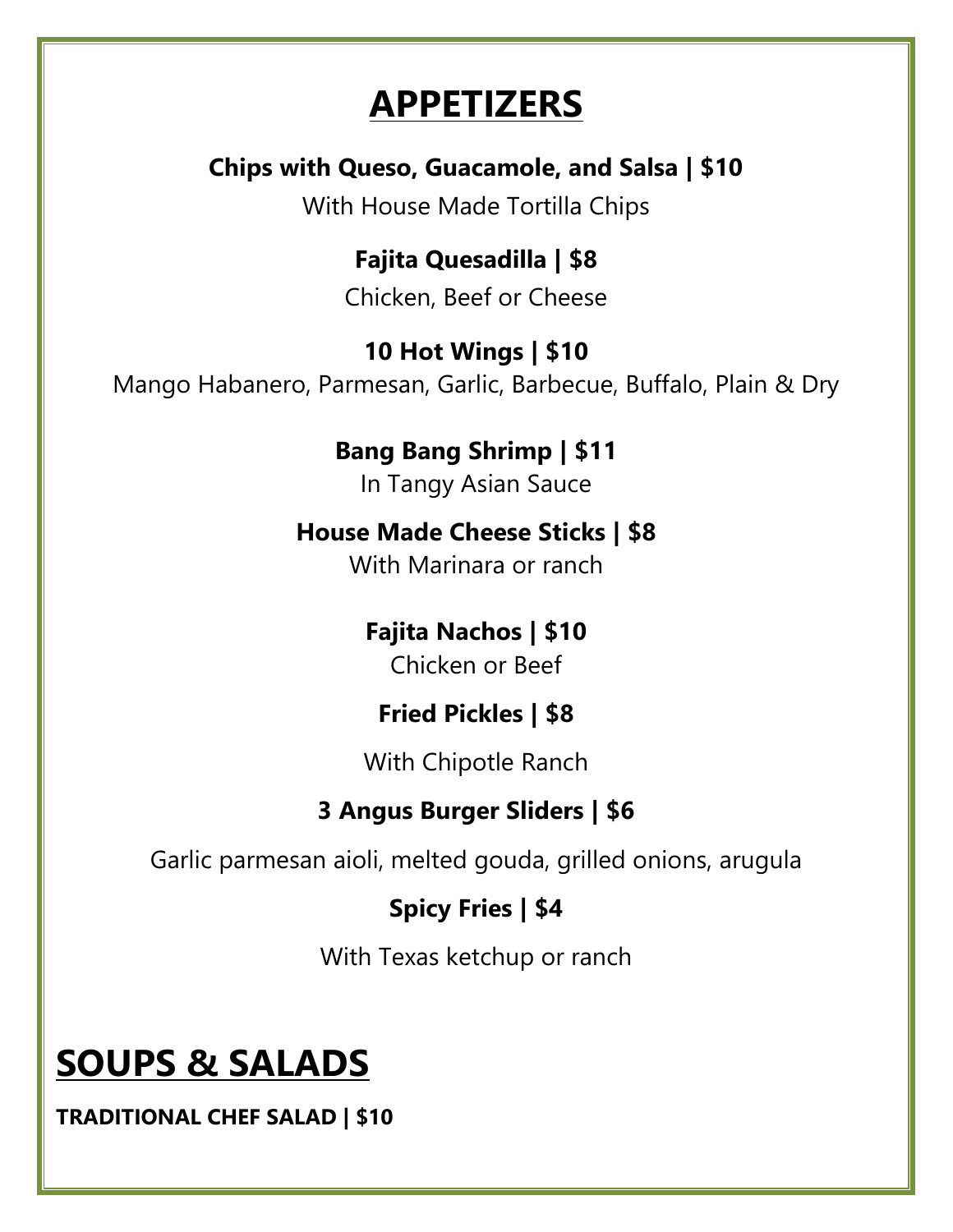# APPETIZERS

**Chips with Queso, Guacamole, and Salsa | $10**

With House Made Tortilla Chips

**Fajita Quesadilla | $8**

Chicken, Beef or Cheese

**10 Hot Wings | $10**

Mango Habanero, Parmesan, Garlic, Barbecue, Buffalo, Plain & Dry

**Bang Bang Shrimp | $11**

In Tangy Asian Sauce

**House Made Cheese Sticks | $8**

With Marinara or ranch

**Fajita Nachos | $10**

Chicken or Beef

**Fried Pickles | $8**

With Chipotle Ranch

**3 Angus Burger Sliders | $6**

Garlic parmesan aioli, melted gouda, grilled onions, arugula

**Spicy Fries | $4**

With Texas ketchup or ranch

# SOUPS & SALADS

**TRADITIONAL CHEF SALAD | $10**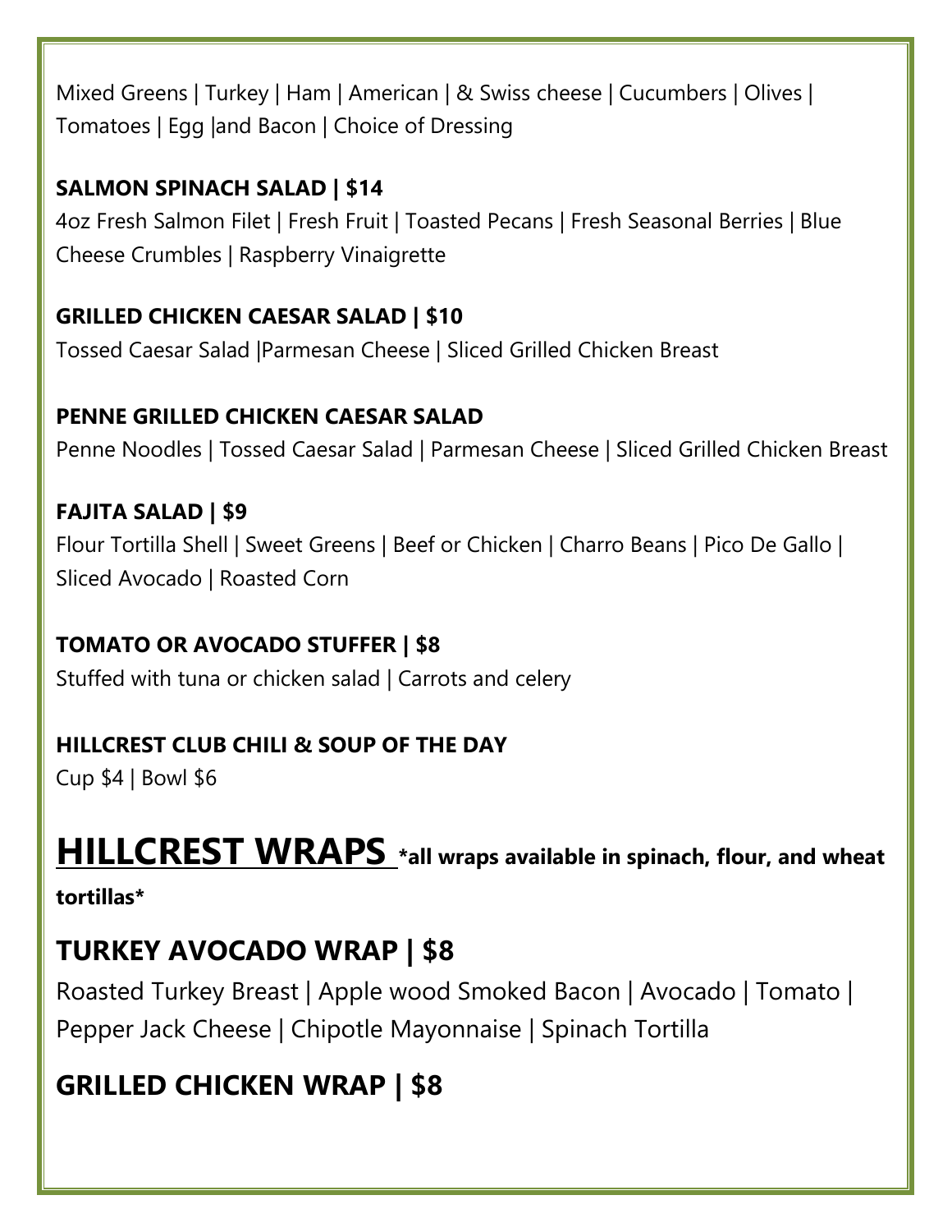Mixed Greens | Turkey | Ham | American | & Swiss cheese | Cucumbers | Olives | Tomatoes | Egg |and Bacon | Choice of Dressing

**SALMON SPINACH SALAD | $14**

4oz Fresh Salmon Filet | Fresh Fruit | Toasted Pecans | Fresh Seasonal Berries | Blue Cheese Crumbles | Raspberry Vinaigrette

**GRILLED CHICKEN CAESAR SALAD | $10**

Tossed Caesar Salad |Parmesan Cheese | Sliced Grilled Chicken Breast

**PENNE GRILLED CHICKEN CAESAR SALAD**

Penne Noodles | Tossed Caesar Salad | Parmesan Cheese | Sliced Grilled Chicken Breast

**FAJITA SALAD | $9**

Flour Tortilla Shell | Sweet Greens | Beef or Chicken | Charro Beans | Pico De Gallo | Sliced Avocado | Roasted Corn

**TOMATO OR AVOCADO STUFFER | $8**

Stuffed with tuna or chicken salad | Carrots and celery

**HILLCREST CLUB CHILI & SOUP OF THE DAY**

Cup $4 | Bowl $6

# HILLCREST WRAPS **\*all wraps available in spinach, flour, and wheat tortillas\***

## TURKEY AVOCADO WRAP | $8

Roasted Turkey Breast | Apple wood Smoked Bacon | Avocado | Tomato | Pepper Jack Cheese | Chipotle Mayonnaise | Spinach Tortilla

## GRILLED CHICKEN WRAP | $8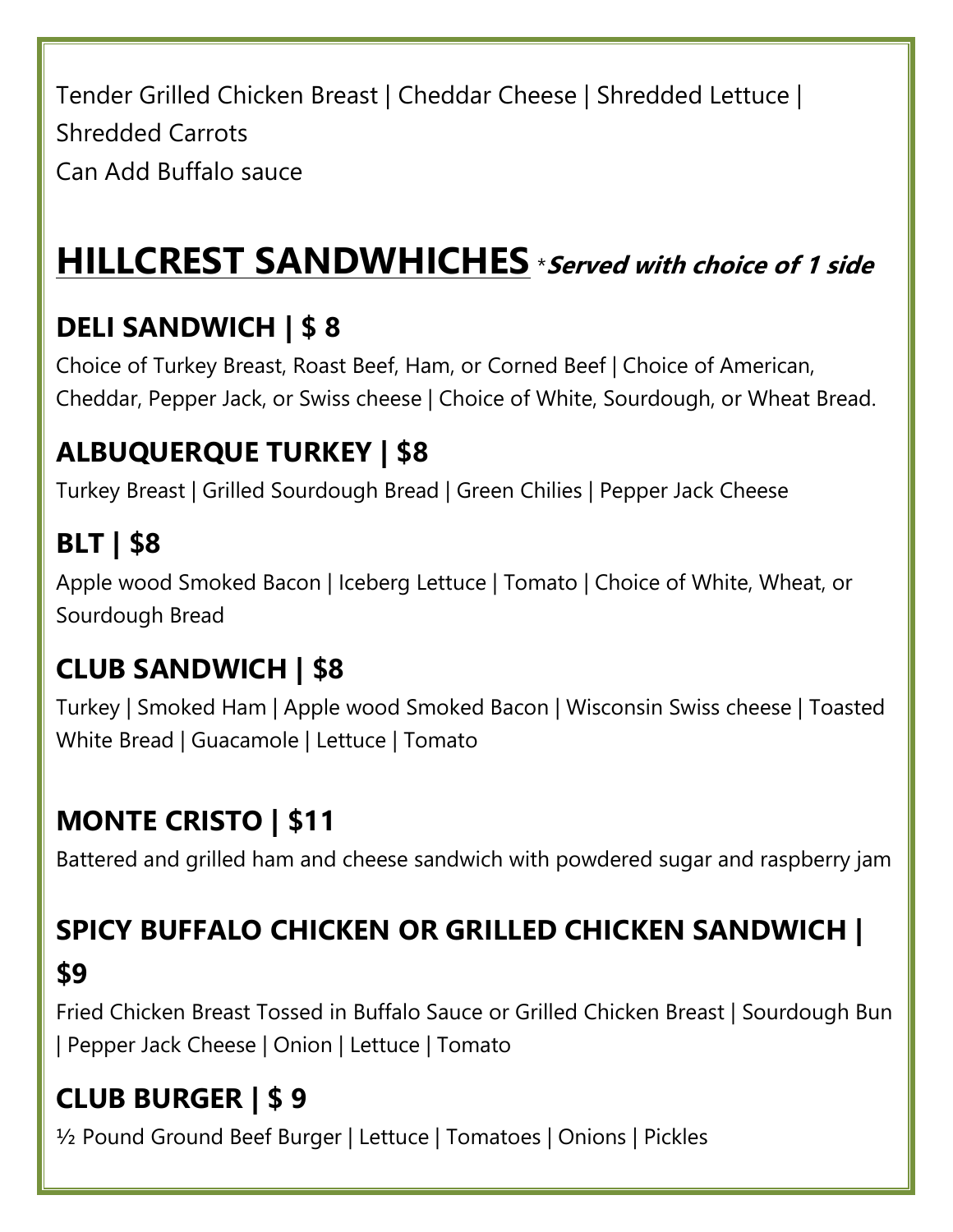Tender Grilled Chicken Breast | Cheddar Cheese | Shredded Lettuce | Shredded Carrots
Can Add Buffalo sauce

# HILLCREST SANDWHICHES *Served with choice of 1 side

## DELI SANDWICH | $ 8

Choice of Turkey Breast, Roast Beef, Ham, or Corned Beef | Choice of American, Cheddar, Pepper Jack, or Swiss cheese | Choice of White, Sourdough, or Wheat Bread.

## ALBUQUERQUE TURKEY | $8

Turkey Breast | Grilled Sourdough Bread | Green Chilies | Pepper Jack Cheese

## BLT | $8

Apple wood Smoked Bacon | Iceberg Lettuce | Tomato | Choice of White, Wheat, or Sourdough Bread

## CLUB SANDWICH | $8

Turkey | Smoked Ham | Apple wood Smoked Bacon | Wisconsin Swiss cheese | Toasted White Bread | Guacamole | Lettuce | Tomato

## MONTE CRISTO | $11

Battered and grilled ham and cheese sandwich with powdered sugar and raspberry jam

## SPICY BUFFALO CHICKEN OR GRILLED CHICKEN SANDWICH | $9

Fried Chicken Breast Tossed in Buffalo Sauce or Grilled Chicken Breast | Sourdough Bun | Pepper Jack Cheese | Onion | Lettuce | Tomato

## CLUB BURGER | $ 9

½ Pound Ground Beef Burger | Lettuce | Tomatoes | Onions | Pickles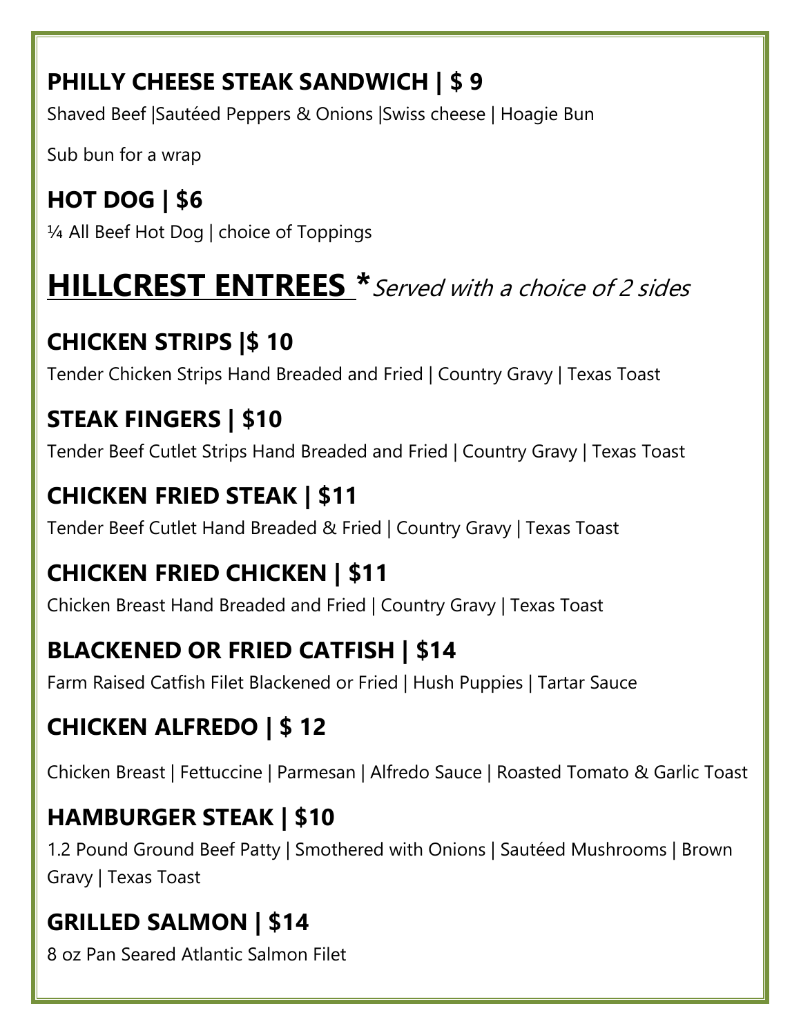### PHILLY CHEESE STEAK SANDWICH | $ 9

Shaved Beef |Sautéed Peppers & Onions |Swiss cheese | Hoagie Bun

Sub bun for a wrap

### HOT DOG | $6

¼ All Beef Hot Dog | choice of Toppings

## HILLCREST ENTREES *Served with a choice of 2 sides*

### CHICKEN STRIPS |$ 10

Tender Chicken Strips Hand Breaded and Fried | Country Gravy | Texas Toast

### STEAK FINGERS | $10

Tender Beef Cutlet Strips Hand Breaded and Fried | Country Gravy | Texas Toast

### CHICKEN FRIED STEAK | $11

Tender Beef Cutlet Hand Breaded & Fried | Country Gravy | Texas Toast

### CHICKEN FRIED CHICKEN | $11

Chicken Breast Hand Breaded and Fried | Country Gravy | Texas Toast

### BLACKENED OR FRIED CATFISH | $14

Farm Raised Catfish Filet Blackened or Fried | Hush Puppies | Tartar Sauce

### CHICKEN ALFREDO | $ 12

Chicken Breast | Fettuccine | Parmesan | Alfredo Sauce | Roasted Tomato & Garlic Toast

### HAMBURGER STEAK | $10

1.2 Pound Ground Beef Patty | Smothered with Onions | Sautéed Mushrooms | Brown Gravy | Texas Toast

### GRILLED SALMON | $14

8 oz Pan Seared Atlantic Salmon Filet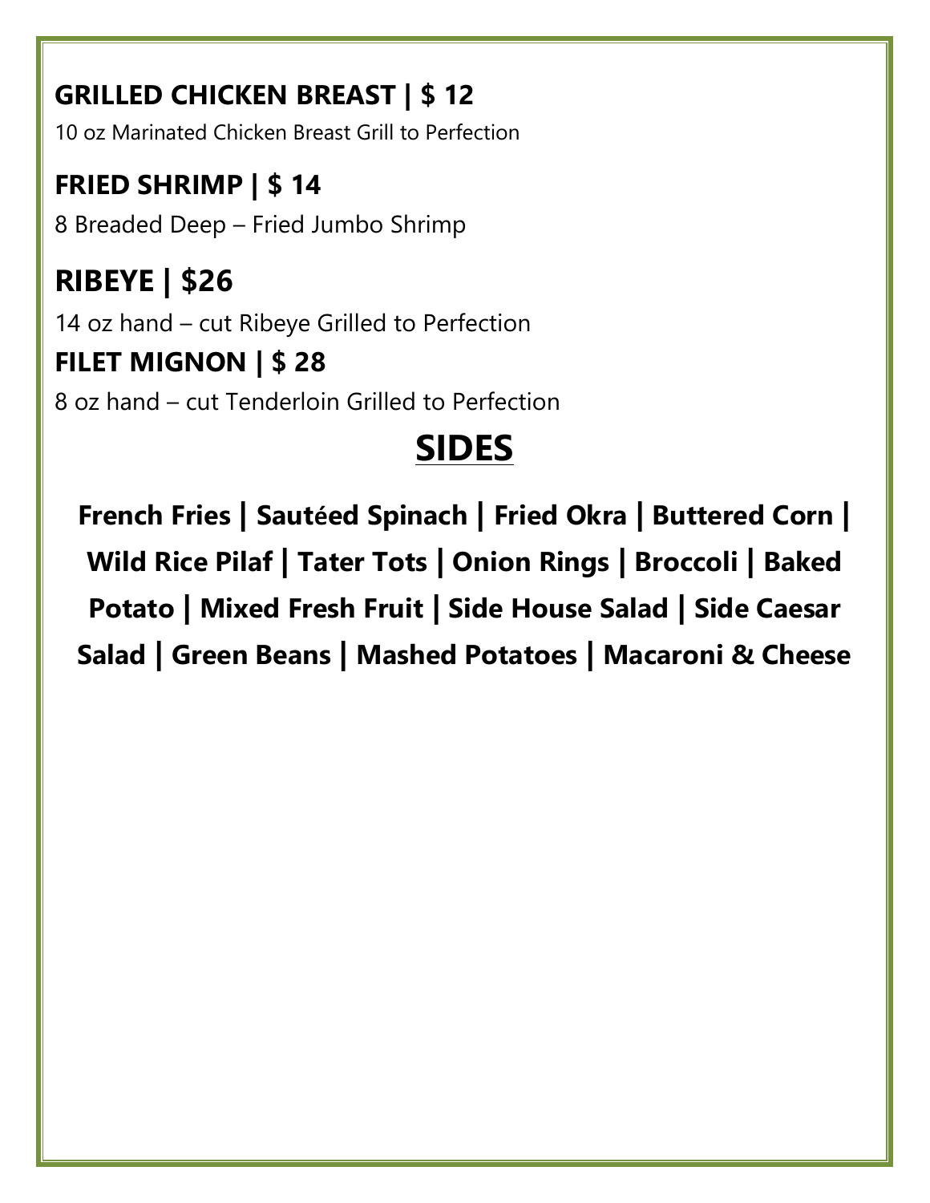**GRILLED CHICKEN BREAST | $ 12**

10 oz Marinated Chicken Breast Grill to Perfection

**FRIED SHRIMP | $ 14**

8 Breaded Deep – Fried Jumbo Shrimp

**RIBEYE | $26**

14 oz hand – cut Ribeye Grilled to Perfection

**FILET MIGNON | $ 28**

8 oz hand – cut Tenderloin Grilled to Perfection

# SIDES

**French Fries | Sautéed Spinach | Fried Okra | Buttered Corn | Wild Rice Pilaf | Tater Tots | Onion Rings | Broccoli | Baked Potato | Mixed Fresh Fruit | Side House Salad | Side Caesar Salad | Green Beans | Mashed Potatoes | Macaroni & Cheese**